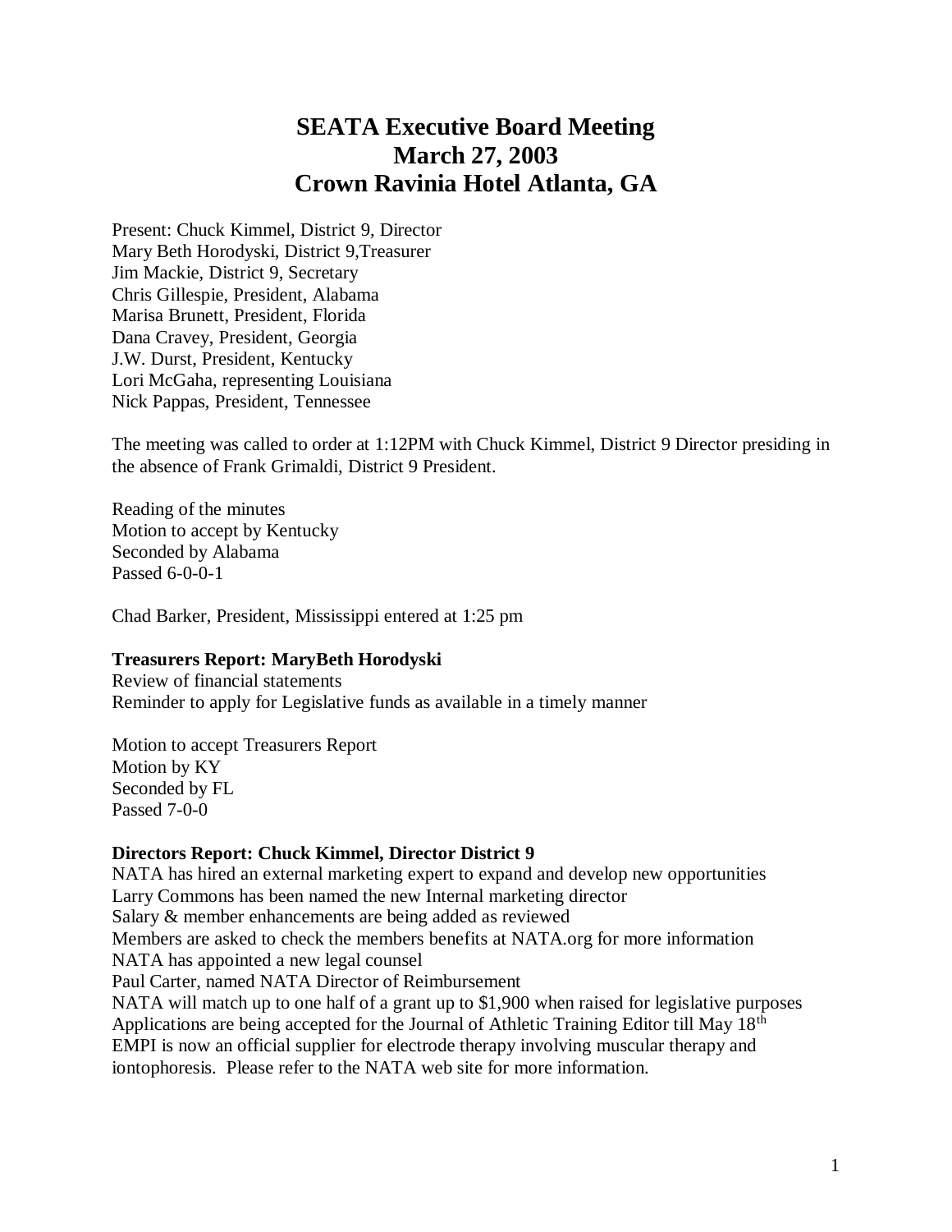# SEATA Executive Board Meeting
# March 27, 2003
# Crown Ravinia Hotel Atlanta, GA

Present: Chuck Kimmel, District 9, Director
Mary Beth Horodyski, District 9,Treasurer
Jim Mackie, District 9, Secretary
Chris Gillespie, President, Alabama
Marisa Brunett, President, Florida
Dana Cravey, President, Georgia
J.W. Durst, President, Kentucky
Lori McGaha, representing Louisiana
Nick Pappas, President, Tennessee

The meeting was called to order at 1:12PM with Chuck Kimmel, District 9 Director presiding in the absence of Frank Grimaldi, District 9 President.

Reading of the minutes
Motion to accept by Kentucky
Seconded by Alabama
Passed 6-0-0-1

Chad Barker, President, Mississippi entered at 1:25 pm

**Treasurers Report: MaryBeth Horodyski**
Review of financial statements
Reminder to apply for Legislative funds as available in a timely manner

Motion to accept Treasurers Report
Motion by KY
Seconded by FL
Passed 7-0-0

**Directors Report: Chuck Kimmel, Director District 9**
NATA has hired an external marketing expert to expand and develop new opportunities
Larry Commons has been named the new Internal marketing director
Salary & member enhancements are being added as reviewed
Members are asked to check the members benefits at NATA.org for more information
NATA has appointed a new legal counsel
Paul Carter, named NATA Director of Reimbursement
NATA will match up to one half of a grant up to $1,900 when raised for legislative purposes
Applications are being accepted for the Journal of Athletic Training Editor till May 18th
EMPI is now an official supplier for electrode therapy involving muscular therapy and iontophoresis. Please refer to the NATA web site for more information.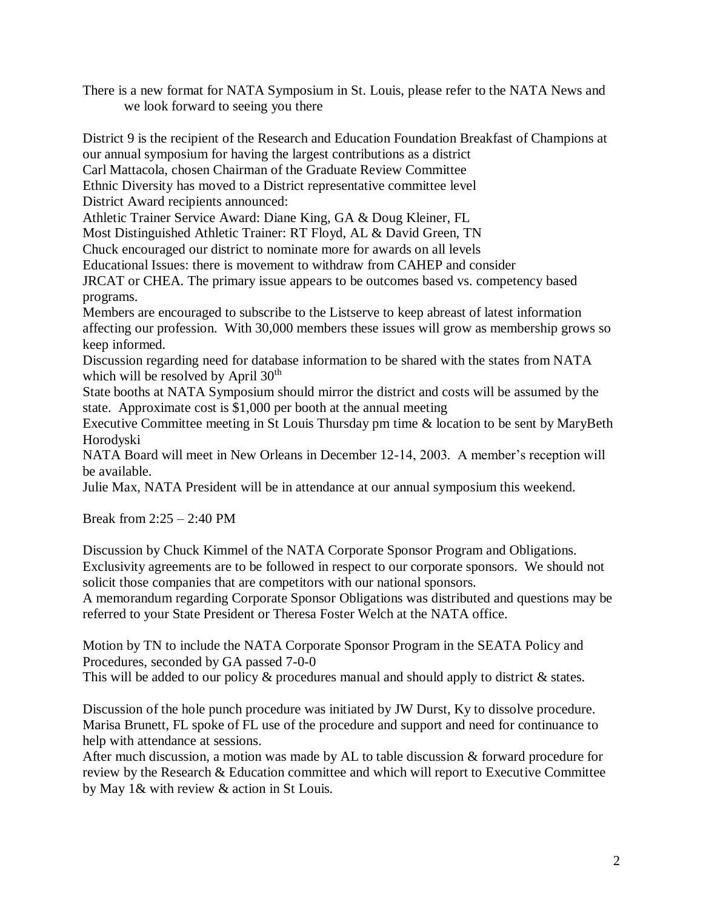There is a new format for NATA Symposium in St. Louis, please refer to the NATA News and we look forward to seeing you there

District 9 is the recipient of the Research and Education Foundation Breakfast of Champions at our annual symposium for having the largest contributions as a district
Carl Mattacola, chosen Chairman of the Graduate Review Committee
Ethnic Diversity has moved to a District representative committee level
District Award recipients announced:
Athletic Trainer Service Award: Diane King, GA & Doug Kleiner, FL
Most Distinguished Athletic Trainer: RT Floyd, AL & David Green, TN
Chuck encouraged our district to nominate more for awards on all levels
Educational Issues: there is movement to withdraw from CAHEP and consider JRCAT or CHEA. The primary issue appears to be outcomes based vs. competency based programs.
Members are encouraged to subscribe to the Listserve to keep abreast of latest information affecting our profession. With 30,000 members these issues will grow as membership grows so keep informed.
Discussion regarding need for database information to be shared with the states from NATA which will be resolved by April 30th
State booths at NATA Symposium should mirror the district and costs will be assumed by the state. Approximate cost is $1,000 per booth at the annual meeting
Executive Committee meeting in St Louis Thursday pm time & location to be sent by MaryBeth Horodyski
NATA Board will meet in New Orleans in December 12-14, 2003. A member's reception will be available.
Julie Max, NATA President will be in attendance at our annual symposium this weekend.

Break from 2:25 – 2:40 PM

Discussion by Chuck Kimmel of the NATA Corporate Sponsor Program and Obligations. Exclusivity agreements are to be followed in respect to our corporate sponsors. We should not solicit those companies that are competitors with our national sponsors.
A memorandum regarding Corporate Sponsor Obligations was distributed and questions may be referred to your State President or Theresa Foster Welch at the NATA office.

Motion by TN to include the NATA Corporate Sponsor Program in the SEATA Policy and Procedures, seconded by GA passed 7-0-0
This will be added to our policy & procedures manual and should apply to district & states.

Discussion of the hole punch procedure was initiated by JW Durst, Ky to dissolve procedure. Marisa Brunett, FL spoke of FL use of the procedure and support and need for continuance to help with attendance at sessions.
After much discussion, a motion was made by AL to table discussion & forward procedure for review by the Research & Education committee and which will report to Executive Committee by May 1& with review & action in St Louis.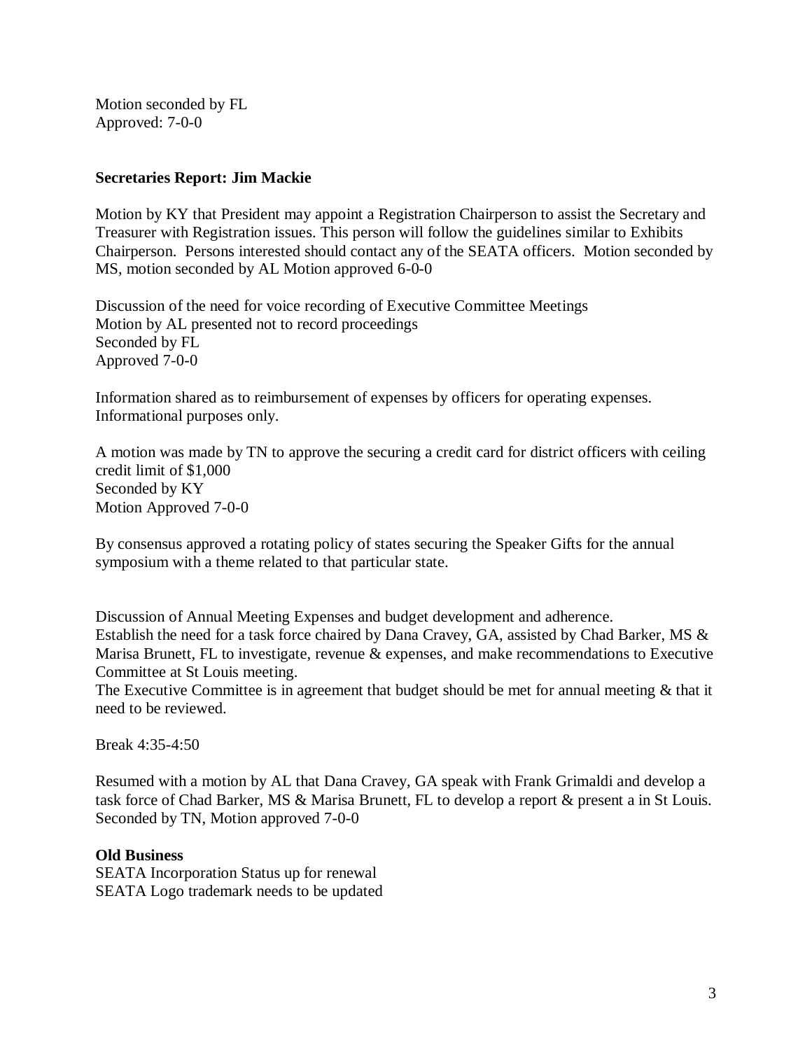Motion seconded by FL
Approved: 7-0-0

**Secretaries Report: Jim Mackie**

Motion by KY that President may appoint a Registration Chairperson to assist the Secretary and Treasurer with Registration issues. This person will follow the guidelines similar to Exhibits Chairperson. Persons interested should contact any of the SEATA officers. Motion seconded by MS, motion seconded by AL Motion approved 6-0-0

Discussion of the need for voice recording of Executive Committee Meetings
Motion by AL presented not to record proceedings
Seconded by FL
Approved 7-0-0

Information shared as to reimbursement of expenses by officers for operating expenses. Informational purposes only.

A motion was made by TN to approve the securing a credit card for district officers with ceiling credit limit of $1,000
Seconded by KY
Motion Approved 7-0-0

By consensus approved a rotating policy of states securing the Speaker Gifts for the annual symposium with a theme related to that particular state.

Discussion of Annual Meeting Expenses and budget development and adherence.
Establish the need for a task force chaired by Dana Cravey, GA, assisted by Chad Barker, MS & Marisa Brunett, FL to investigate, revenue & expenses, and make recommendations to Executive Committee at St Louis meeting.
The Executive Committee is in agreement that budget should be met for annual meeting & that it need to be reviewed.

Break 4:35-4:50

Resumed with a motion by AL that Dana Cravey, GA speak with Frank Grimaldi and develop a task force of Chad Barker, MS & Marisa Brunett, FL to develop a report & present a in St Louis. Seconded by TN, Motion approved 7-0-0

**Old Business**
SEATA Incorporation Status up for renewal
SEATA Logo trademark needs to be updated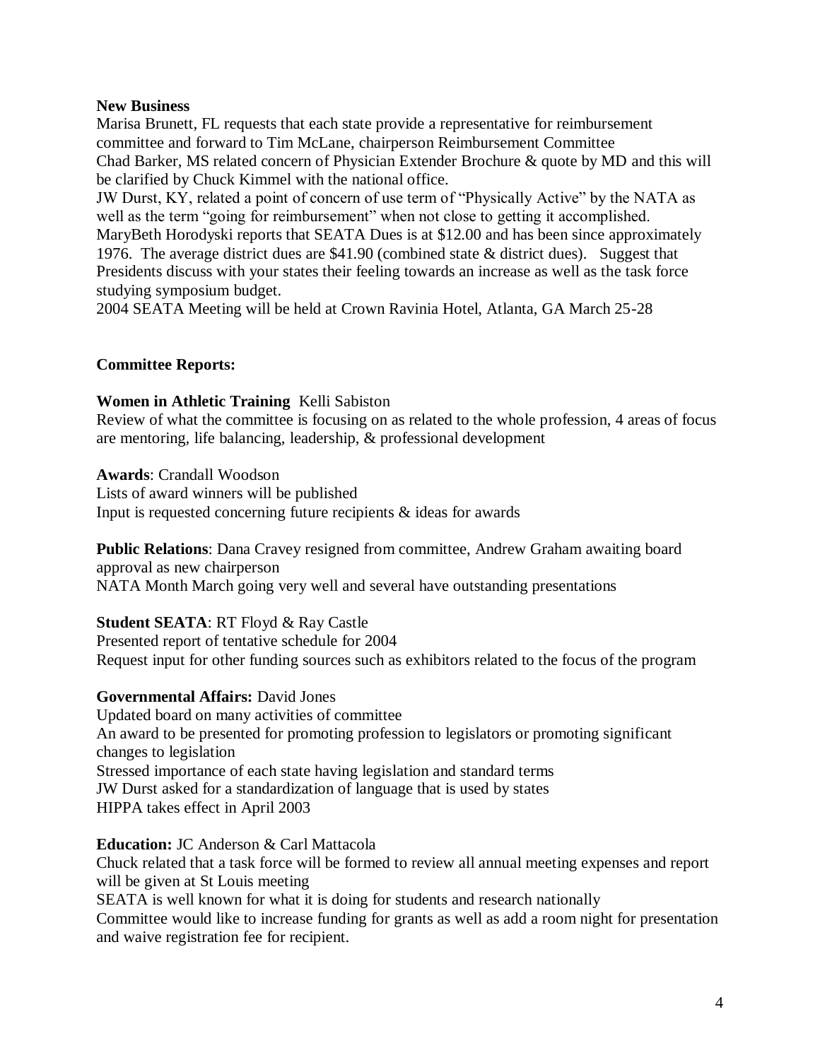**New Business**

Marisa Brunett, FL requests that each state provide a representative for reimbursement committee and forward to Tim McLane, chairperson Reimbursement Committee

Chad Barker, MS related concern of Physician Extender Brochure & quote by MD and this will be clarified by Chuck Kimmel with the national office.

JW Durst, KY, related a point of concern of use term of "Physically Active" by the NATA as well as the term "going for reimbursement" when not close to getting it accomplished.

MaryBeth Horodyski reports that SEATA Dues is at $12.00 and has been since approximately 1976. The average district dues are $41.90 (combined state & district dues). Suggest that Presidents discuss with your states their feeling towards an increase as well as the task force studying symposium budget.

2004 SEATA Meeting will be held at Crown Ravinia Hotel, Atlanta, GA March 25-28

**Committee Reports:**

**Women in Athletic Training** Kelli Sabiston

Review of what the committee is focusing on as related to the whole profession, 4 areas of focus are mentoring, life balancing, leadership, & professional development

**Awards**: Crandall Woodson

Lists of award winners will be published

Input is requested concerning future recipients & ideas for awards

**Public Relations**: Dana Cravey resigned from committee, Andrew Graham awaiting board approval as new chairperson

NATA Month March going very well and several have outstanding presentations

**Student SEATA**: RT Floyd & Ray Castle

Presented report of tentative schedule for 2004

Request input for other funding sources such as exhibitors related to the focus of the program

**Governmental Affairs:** David Jones

Updated board on many activities of committee

An award to be presented for promoting profession to legislators or promoting significant changes to legislation

Stressed importance of each state having legislation and standard terms

JW Durst asked for a standardization of language that is used by states

HIPPA takes effect in April 2003

**Education:** JC Anderson & Carl Mattacola

Chuck related that a task force will be formed to review all annual meeting expenses and report will be given at St Louis meeting

SEATA is well known for what it is doing for students and research nationally

Committee would like to increase funding for grants as well as add a room night for presentation and waive registration fee for recipient.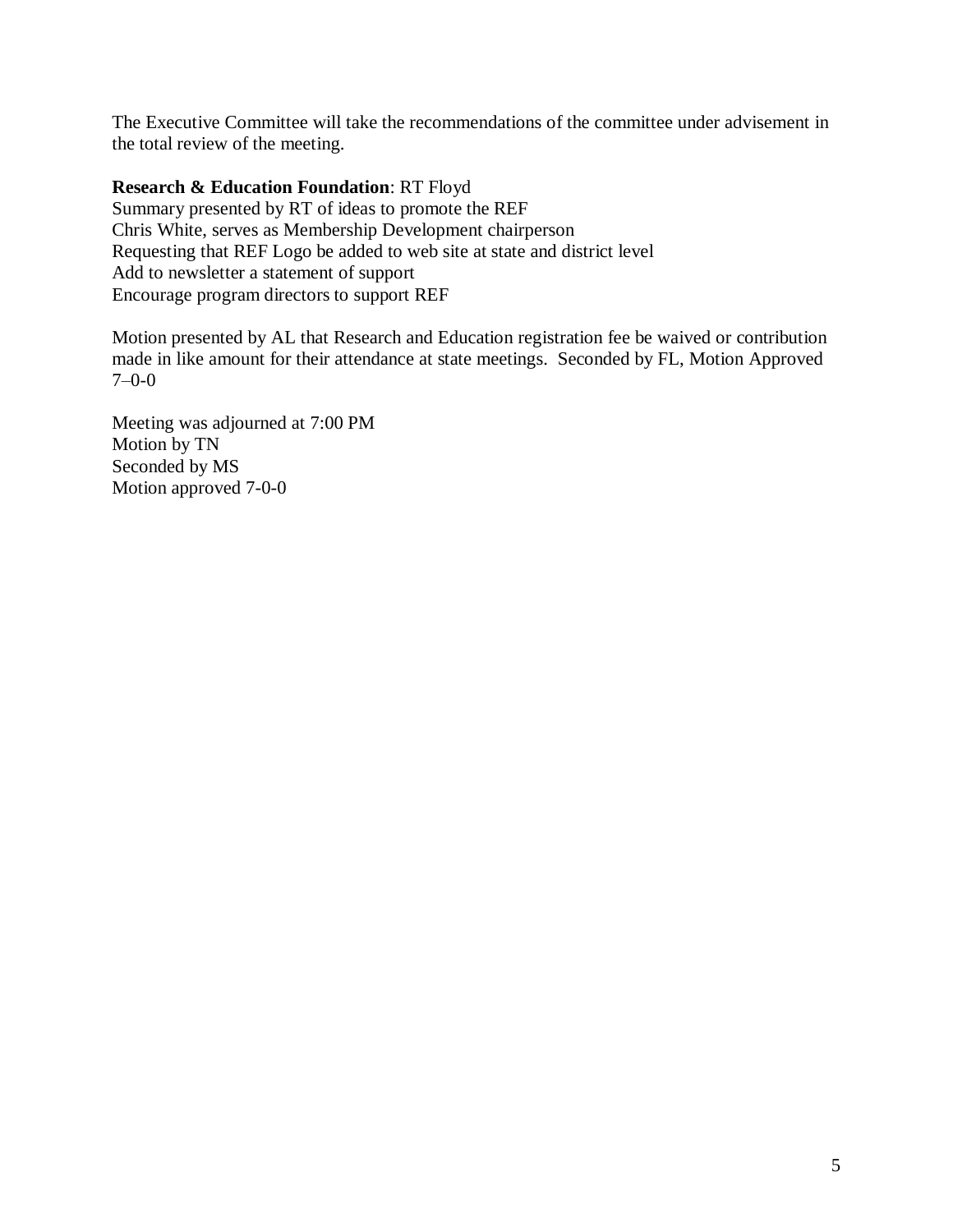The Executive Committee will take the recommendations of the committee under advisement in the total review of the meeting.

**Research & Education Foundation**: RT Floyd
Summary presented by RT of ideas to promote the REF
Chris White, serves as Membership Development chairperson
Requesting that REF Logo be added to web site at state and district level
Add to newsletter a statement of support
Encourage program directors to support REF

Motion presented by AL that Research and Education registration fee be waived or contribution made in like amount for their attendance at state meetings. Seconded by FL, Motion Approved 7–0-0

Meeting was adjourned at 7:00 PM
Motion by TN
Seconded by MS
Motion approved 7-0-0